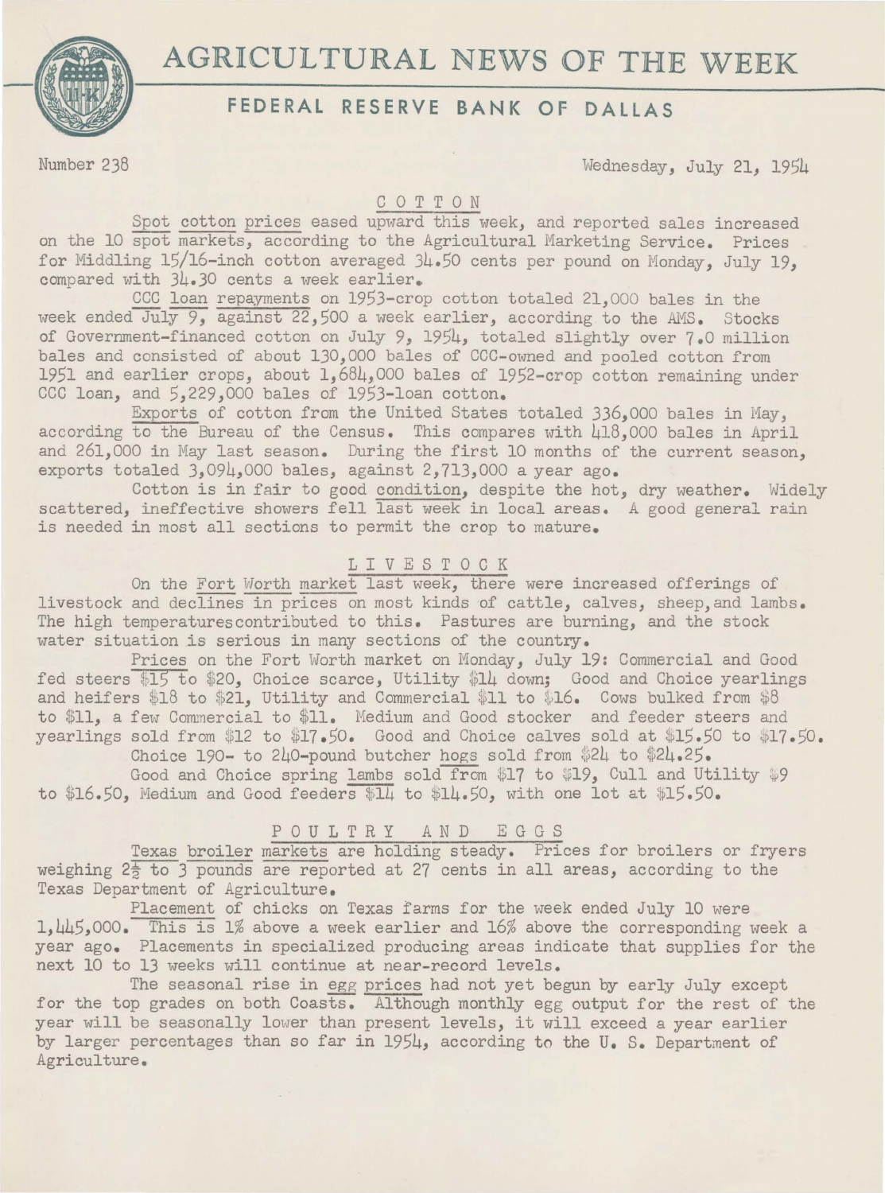# AGRICULTURAL NEWS OF THE WEEK

## FEDERAL RESERVE BANK OF DALLAS

Number 238 — Wednesday, July 21, 1954

### COTTON

Spot cotton prices eased upward this week, and reported sales increased on the 10 spot markets, according to the Agricultural Marketing Service. Prices for Middling 15/16-inch cotton averaged 34.50 cents per pound on Monday, July 19, compared with 34.30 cents a week earlier.

CCC loan repayments on 1953-crop cotton totaled 21,000 bales in the week ended July 9, against 22,500 a week earlier, according to the AMS. Stocks of Government-financed cotton on July 9, 1954, totaled slightly over 7.0 million bales and consisted of about 130,000 bales of CCC-owned and pooled cotton from 1951 and earlier crops, about 1,684,000 bales of 1952-crop cotton remaining under CCC loan, and 5,229,000 bales of 1953-loan cotton.

Exports of cotton from the United States totaled 336,000 bales in May, according to the Bureau of the Census. This compares with 418,000 bales in April and 261,000 in May last season. During the first 10 months of the current season, exports totaled 3,094,000 bales, against 2,713,000 a year ago.

Cotton is in fair to good condition, despite the hot, dry weather. Widely scattered, ineffective showers fell last week in local areas. A good general rain is needed in most all sections to permit the crop to mature.

### LIVESTOCK

On the Fort Worth market last week, there were increased offerings of livestock and declines in prices on most kinds of cattle, calves, sheep, and lambs. The high temperatures contributed to this. Pastures are burning, and the stock water situation is serious in many sections of the country.

Prices on the Fort Worth market on Monday, July 19: Commercial and Good fed steers $15 to $20, Choice scarce, Utility $14 down; Good and Choice yearlings and heifers $18 to $21, Utility and Commercial $11 to $16. Cows bulked from $8 to $11, a few Commercial to $11. Medium and Good stocker and feeder steers and yearlings sold from $12 to $17.50. Good and Choice calves sold at $15.50 to $17.50.

Choice 190- to 240-pound butcher hogs sold from $24 to $24.25.

Good and Choice spring lambs sold from $17 to $19, Cull and Utility $9 to $16.50, Medium and Good feeders $14 to $14.50, with one lot at $15.50.

### POULTRY AND EGGS

Texas broiler markets are holding steady. Prices for broilers or fryers weighing 2½ to 3 pounds are reported at 27 cents in all areas, according to the Texas Department of Agriculture.

Placement of chicks on Texas farms for the week ended July 10 were 1,445,000. This is 1% above a week earlier and 16% above the corresponding week a year ago. Placements in specialized producing areas indicate that supplies for the next 10 to 13 weeks will continue at near-record levels.

The seasonal rise in egg prices had not yet begun by early July except for the top grades on both Coasts. Although monthly egg output for the rest of the year will be seasonally lower than present levels, it will exceed a year earlier by larger percentages than so far in 1954, according to the U. S. Department of Agriculture.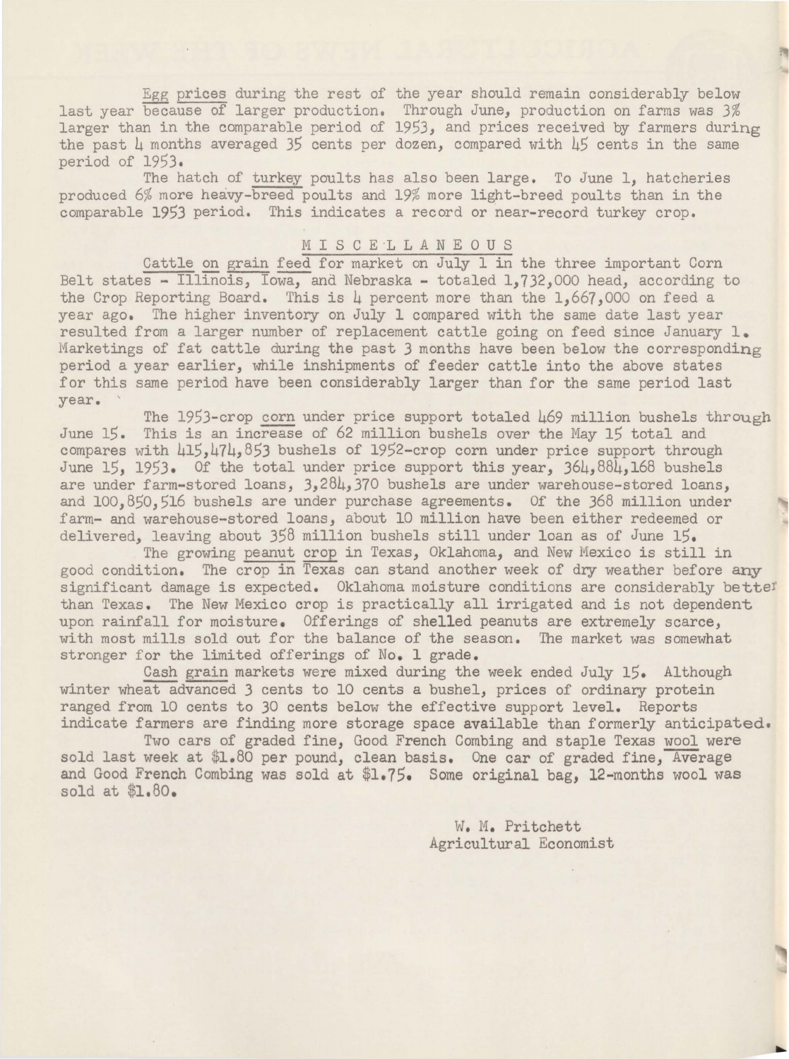Egg prices during the rest of the year should remain considerably below last year because of larger production. Through June, production on farms was 3% larger than in the comparable period of 1953, and prices received by farmers during the past 4 months averaged 35 cents per dozen, compared with 45 cents in the same period of 1953.

The hatch of turkey poults has also been large. To June 1, hatcheries produced 6% more heavy-breed poults and 19% more light-breed poults than in the comparable 1953 period. This indicates a record or near-record turkey crop.

## MISCELLANEOUS

Cattle on grain feed for market on July 1 in the three important Corn Belt states - Illinois, Iowa, and Nebraska - totaled 1,732,000 head, according to the Crop Reporting Board. This is 4 percent more than the 1,667,000 on feed a year ago. The higher inventory on July 1 compared with the same date last year resulted from a larger number of replacement cattle going on feed since January 1. Marketings of fat cattle during the past 3 months have been below the corresponding period a year earlier, while inshipments of feeder cattle into the above states for this same period have been considerably larger than for the same period last year.

The 1953-crop corn under price support totaled 469 million bushels through June 15. This is an increase of 62 million bushels over the May 15 total and compares with 415,474,853 bushels of 1952-crop corn under price support through June 15, 1953. Of the total under price support this year, 364,884,168 bushels are under farm-stored loans, 3,284,370 bushels are under warehouse-stored loans, and 100,850,516 bushels are under purchase agreements. Of the 368 million under farm- and warehouse-stored loans, about 10 million have been either redeemed or delivered, leaving about 358 million bushels still under loan as of June 15.

The growing peanut crop in Texas, Oklahoma, and New Mexico is still in good condition. The crop in Texas can stand another week of dry weather before any significant damage is expected. Oklahoma moisture conditions are considerably better than Texas. The New Mexico crop is practically all irrigated and is not dependent upon rainfall for moisture. Offerings of shelled peanuts are extremely scarce, with most mills sold out for the balance of the season. The market was somewhat stronger for the limited offerings of No. 1 grade.

Cash grain markets were mixed during the week ended July 15. Although winter wheat advanced 3 cents to 10 cents a bushel, prices of ordinary protein ranged from 10 cents to 30 cents below the effective support level. Reports indicate farmers are finding more storage space available than formerly anticipated.

Two cars of graded fine, Good French Combing and staple Texas wool were sold last week at $1.80 per pound, clean basis. One car of graded fine, Average and Good French Combing was sold at $1.75. Some original bag, 12-months wool was sold at $1.80.

W. M. Pritchett
Agricultural Economist